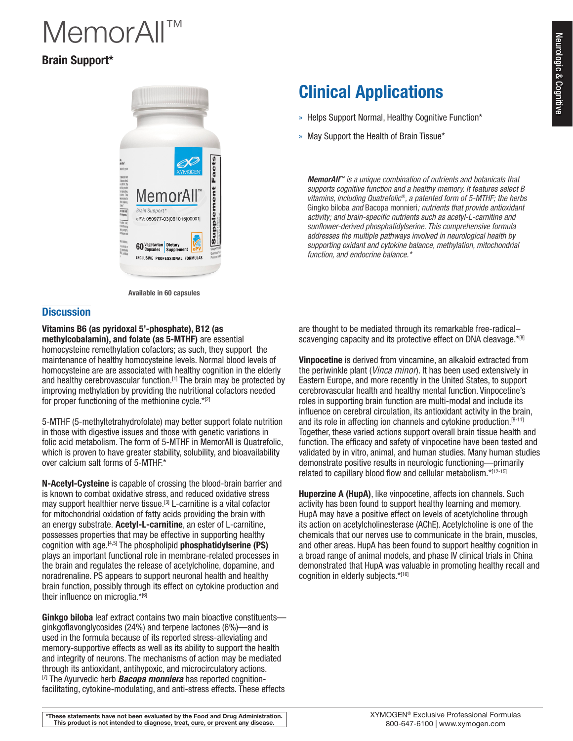# MemorAll™

**Brain Support***

Available in 60 capsules

## Clinical Applications

- Helps Support Normal, Healthy Cognitive Function*
- May Support the Health of Brain Tissue*

*__MemorAll™__ is a unique combination of nutrients and botanicals that supports cognitive function and a healthy memory. It features select B vitamins, including Quatrefolic®, a patented form of 5-MTHF; the herbs* Gingko biloba *and* Bacopa monnieri*; nutrients that provide antioxidant activity; and brain-specific nutrients such as acetyl-L-carnitine and sunflower-derived phosphatidylserine. This comprehensive formula addresses the multiple pathways involved in neurological health by supporting oxidant and cytokine balance, methylation, mitochondrial function, and endocrine balance.**

## Discussion

**Vitamins B6 (as pyridoxal 5'-phosphate), B12 (as methylcobalamin), and folate (as 5-MTHF)** are essential homocysteine remethylation cofactors; as such, they support the maintenance of healthy homocysteine levels. Normal blood levels of homocysteine are are associated with healthy cognition in the elderly and healthy cerebrovascular function.[1] The brain may be protected by improving methylation by providing the nutritional cofactors needed for proper functioning of the methionine cycle.*[2]

5-MTHF (5-methyltetrahydrofolate) may better support folate nutrition in those with digestive issues and those with genetic variations in folic acid metabolism. The form of 5-MTHF in MemorAll is Quatrefolic, which is proven to have greater stability, solubility, and bioavailability over calcium salt forms of 5-MTHF.*

**N-Acetyl-Cysteine** is capable of crossing the blood-brain barrier and is known to combat oxidative stress, and reduced oxidative stress may support healthier nerve tissue.[3] L-carnitine is a vital cofactor for mitochondrial oxidation of fatty acids providing the brain with an energy substrate. **Acetyl-L-carnitine**, an ester of L-carnitine, possesses properties that may be effective in supporting healthy cognition with age.[4,5] The phospholipid **phosphatidylserine (PS)** plays an important functional role in membrane-related processes in the brain and regulates the release of acetylcholine, dopamine, and noradrenaline. PS appears to support neuronal health and healthy brain function, possibly through its effect on cytokine production and their influence on microglia.*[6]

**Ginkgo biloba** leaf extract contains two main bioactive constituents—ginkgoflavonglycosides (24%) and terpene lactones (6%)—and is used in the formula because of its reported stress-alleviating and memory-supportive effects as well as its ability to support the health and integrity of neurons. The mechanisms of action may be mediated through its antioxidant, antihypoxic, and microcirculatory actions.[7] The Ayurvedic herb ***Bacopa monniera*** has reported cognition-facilitating, cytokine-modulating, and anti-stress effects. These effects are thought to be mediated through its remarkable free-radical–scavenging capacity and its protective effect on DNA cleavage.*[8]

**Vinpocetine** is derived from vincamine, an alkaloid extracted from the periwinkle plant (*Vinca minor*). It has been used extensively in Eastern Europe, and more recently in the United States, to support cerebrovascular health and healthy mental function. Vinpocetine's roles in supporting brain function are multi-modal and include its influence on cerebral circulation, its antioxidant activity in the brain, and its role in affecting ion channels and cytokine production.[9-11] Together, these varied actions support overall brain tissue health and function. The efficacy and safety of vinpocetine have been tested and validated by in vitro, animal, and human studies. Many human studies demonstrate positive results in neurologic functioning—primarily related to capillary blood flow and cellular metabolism.*[12-15]

**Huperzine A (HupA)**, like vinpocetine, affects ion channels. Such activity has been found to support healthy learning and memory. HupA may have a positive effect on levels of acetylcholine through its action on acetylcholinesterase (AChE). Acetylcholine is one of the chemicals that our nerves use to communicate in the brain, muscles, and other areas. HupA has been found to support healthy cognition in a broad range of animal models, and phase IV clinical trials in China demonstrated that HupA was valuable in promoting healthy recall and cognition in elderly subjects.*[16]

**\*These statements have not been evaluated by the Food and Drug Administration. This product is not intended to diagnose, treat, cure, or prevent any disease.**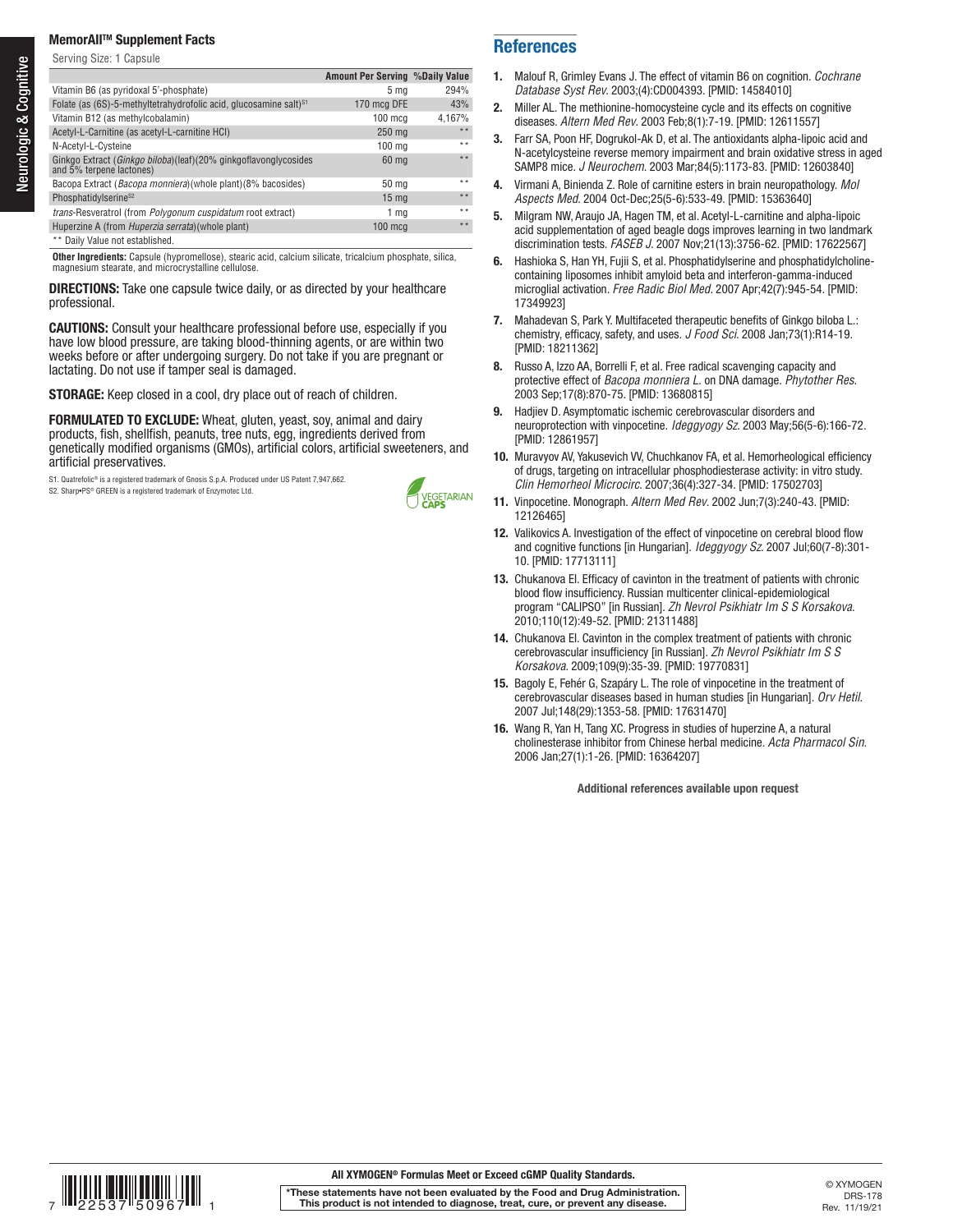## MemorAll™ Supplement Facts

Serving Size: 1 Capsule

| | Amount Per Serving | %Daily Value |
|---|---|---|
| Vitamin B6 (as pyridoxal 5'-phosphate) | 5 mg | 294% |
| Folate (as (6S)-5-methyltetrahydrofolic acid, glucosamine salt)[S1] | 170 mcg DFE | 43% |
| Vitamin B12 (as methylcobalamin) | 100 mcg | 4,167% |
| Acetyl-L-Carnitine (as acetyl-L-carnitine HCl) | 250 mg | ** |
| N-Acetyl-L-Cysteine | 100 mg | ** |
| Ginkgo Extract (*Ginkgo biloba*)(leaf)(20% ginkgoflavonglycosides and 5% terpene lactones) | 60 mg | ** |
| Bacopa Extract (*Bacopa monniera*)(whole plant)(8% bacosides) | 50 mg | ** |
| Phosphatidylserine[S2] | 15 mg | ** |
| *trans*-Resveratrol (from *Polygonum cuspidatum* root extract) | 1 mg | ** |
| Huperzine A (from *Huperzia serrata*)(whole plant) | 100 mcg | ** |

** Daily Value not established.

**Other Ingredients:** Capsule (hypromellose), stearic acid, calcium silicate, tricalcium phosphate, silica, magnesium stearate, and microcrystalline cellulose.

**DIRECTIONS:** Take one capsule twice daily, or as directed by your healthcare professional.

**CAUTIONS:** Consult your healthcare professional before use, especially if you have low blood pressure, are taking blood-thinning agents, or are within two weeks before or after undergoing surgery. Do not take if you are pregnant or lactating. Do not use if tamper seal is damaged.

**STORAGE:** Keep closed in a cool, dry place out of reach of children.

**FORMULATED TO EXCLUDE:** Wheat, gluten, yeast, soy, animal and dairy products, fish, shellfish, peanuts, tree nuts, egg, ingredients derived from genetically modified organisms (GMOs), artificial colors, artificial sweeteners, and artificial preservatives.

S1. Quatrefolic® is a registered trademark of Gnosis S.p.A. Produced under US Patent 7,947,662.
S2. Sharp•PS® GREEN is a registered trademark of Enzymotec Ltd.

VEGETARIAN CAPS

## References

1. Malouf R, Grimley Evans J. The effect of vitamin B6 on cognition. *Cochrane Database Syst Rev.* 2003;(4):CD004393. [PMID: 14584010]
2. Miller AL. The methionine-homocysteine cycle and its effects on cognitive diseases. *Altern Med Rev.* 2003 Feb;8(1):7-19. [PMID: 12611557]
3. Farr SA, Poon HF, Dogrukol-Ak D, et al. The antioxidants alpha-lipoic acid and N-acetylcysteine reverse memory impairment and brain oxidative stress in aged SAMP8 mice. *J Neurochem.* 2003 Mar;84(5):1173-83. [PMID: 12603840]
4. Virmani A, Binienda Z. Role of carnitine esters in brain neuropathology. *Mol Aspects Med.* 2004 Oct-Dec;25(5-6):533-49. [PMID: 15363640]
5. Milgram NW, Araujo JA, Hagen TM, et al. Acetyl-L-carnitine and alpha-lipoic acid supplementation of aged beagle dogs improves learning in two landmark discrimination tests. *FASEB J.* 2007 Nov;21(13):3756-62. [PMID: 17622567]
6. Hashioka S, Han YH, Fujii S, et al. Phosphatidylserine and phosphatidylcholine-containing liposomes inhibit amyloid beta and interferon-gamma-induced microglial activation. *Free Radic Biol Med.* 2007 Apr;42(7):945-54. [PMID: 17349923]
7. Mahadevan S, Park Y. Multifaceted therapeutic benefits of Ginkgo biloba L.: chemistry, efficacy, safety, and uses. *J Food Sci.* 2008 Jan;73(1):R14-19. [PMID: 18211362]
8. Russo A, Izzo AA, Borrelli F, et al. Free radical scavenging capacity and protective effect of *Bacopa monniera L.* on DNA damage. *Phytother Res.* 2003 Sep;17(8):870-75. [PMID: 13680815]
9. Hadjiev D. Asymptomatic ischemic cerebrovascular disorders and neuroprotection with vinpocetine. *Ideggyogy Sz.* 2003 May;56(5-6):166-72. [PMID: 12861957]
10. Muravyov AV, Yakusevich VV, Chuchkanov FA, et al. Hemorheological efficiency of drugs, targeting on intracellular phosphodiesterase activity: in vitro study. *Clin Hemorheol Microcirc.* 2007;36(4):327-34. [PMID: 17502703]
11. Vinpocetine. Monograph. *Altern Med Rev.* 2002 Jun;7(3):240-43. [PMID: 12126465]
12. Valikovics A. Investigation of the effect of vinpocetine on cerebral blood flow and cognitive functions [in Hungarian]. *Ideggyogy Sz.* 2007 Jul;60(7-8):301-10. [PMID: 17713111]
13. Chukanova EI. Efficacy of cavinton in the treatment of patients with chronic blood flow insufficiency. Russian multicenter clinical-epidemiological program "CALIPSO" [in Russian]. *Zh Nevrol Psikhiatr Im S S Korsakova.* 2010;110(12):49-52. [PMID: 21311488]
14. Chukanova EI. Cavinton in the complex treatment of patients with chronic cerebrovascular insufficiency [in Russian]. *Zh Nevrol Psikhiatr Im S S Korsakova.* 2009;109(9):35-39. [PMID: 19770831]
15. Bagoly E, Fehér G, Szapáry L. The role of vinpocetine in the treatment of cerebrovascular diseases based in human studies [in Hungarian]. *Orv Hetil.* 2007 Jul;148(29):1353-58. [PMID: 17631470]
16. Wang R, Yan H, Tang XC. Progress in studies of huperzine A, a natural cholinesterase inhibitor from Chinese herbal medicine. *Acta Pharmacol Sin.* 2006 Jan;27(1):1-26. [PMID: 16364207]

**Additional references available upon request**

**All XYMOGEN® Formulas Meet or Exceed cGMP Quality Standards.**

**\*These statements have not been evaluated by the Food and Drug Administration. This product is not intended to diagnose, treat, cure, or prevent any disease.**

7 22537 50967 1

© XYMOGEN
DRS-178
Rev. 11/19/21